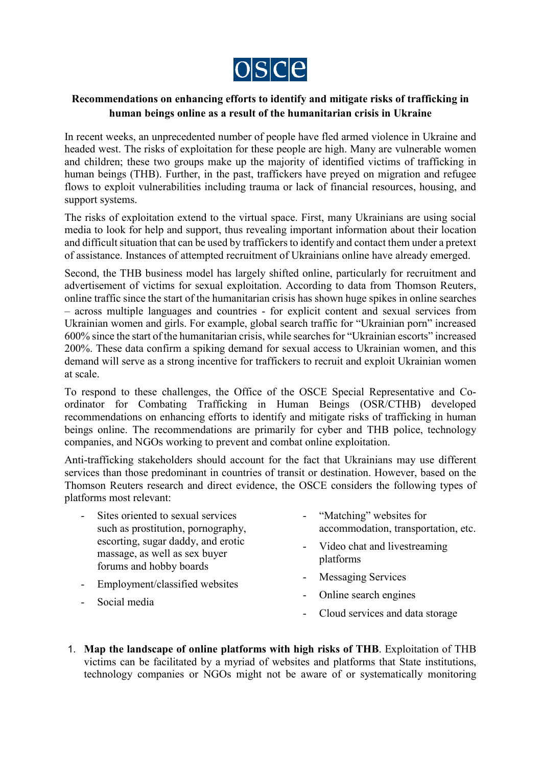**Recommendations on enhancing efforts to identify and mitigate risks of trafficking in human beings online as a result of the humanitarian crisis in Ukraine**

In recent weeks, an unprecedented number of people have fled armed violence in Ukraine and headed west. The risks of exploitation for these people are high. Many are vulnerable women and children; these two groups make up the majority of identified victims of trafficking in human beings (THB). Further, in the past, traffickers have preyed on migration and refugee flows to exploit vulnerabilities including trauma or lack of financial resources, housing, and support systems.

The risks of exploitation extend to the virtual space. First, many Ukrainians are using social media to look for help and support, thus revealing important information about their location and difficult situation that can be used by traffickers to identify and contact them under a pretext of assistance. Instances of attempted recruitment of Ukrainians online have already emerged.

Second, the THB business model has largely shifted online, particularly for recruitment and advertisement of victims for sexual exploitation. According to data from Thomson Reuters, online traffic since the start of the humanitarian crisis has shown huge spikes in online searches – across multiple languages and countries - for explicit content and sexual services from Ukrainian women and girls. For example, global search traffic for "Ukrainian porn" increased 600% since the start of the humanitarian crisis, while searches for "Ukrainian escorts" increased 200%. These data confirm a spiking demand for sexual access to Ukrainian women, and this demand will serve as a strong incentive for traffickers to recruit and exploit Ukrainian women at scale.

To respond to these challenges, the Office of the OSCE Special Representative and Co-ordinator for Combating Trafficking in Human Beings (OSR/CTHB) developed recommendations on enhancing efforts to identify and mitigate risks of trafficking in human beings online. The recommendations are primarily for cyber and THB police, technology companies, and NGOs working to prevent and combat online exploitation.

Anti-trafficking stakeholders should account for the fact that Ukrainians may use different services than those predominant in countries of transit or destination. However, based on the Thomson Reuters research and direct evidence, the OSCE considers the following types of platforms most relevant:

- Sites oriented to sexual services such as prostitution, pornography, escorting, sugar daddy, and erotic massage, as well as sex buyer forums and hobby boards
- Employment/classified websites
- Social media
- "Matching" websites for accommodation, transportation, etc.
- Video chat and livestreaming platforms
- Messaging Services
- Online search engines
- Cloud services and data storage

1. **Map the landscape of online platforms with high risks of THB**. Exploitation of THB victims can be facilitated by a myriad of websites and platforms that State institutions, technology companies or NGOs might not be aware of or systematically monitoring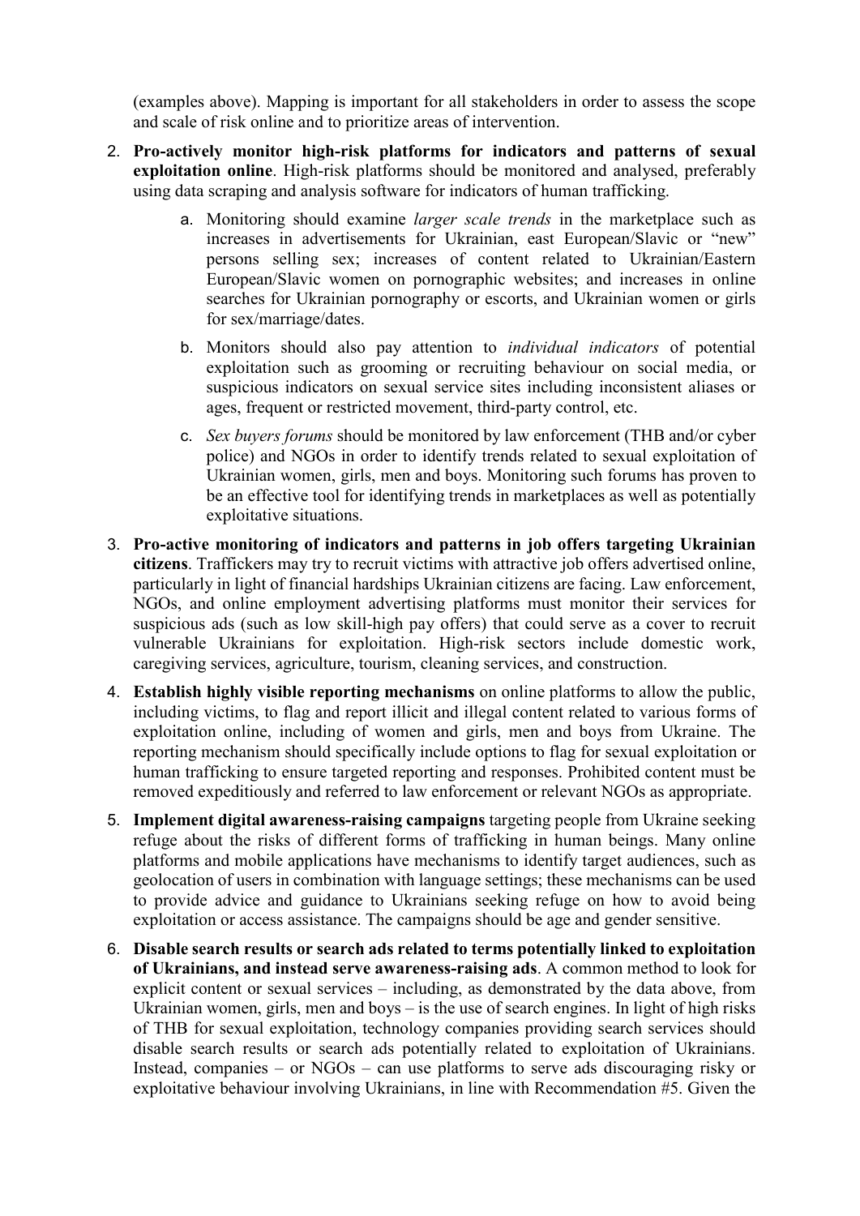(examples above). Mapping is important for all stakeholders in order to assess the scope and scale of risk online and to prioritize areas of intervention.

2. **Pro-actively monitor high-risk platforms for indicators and patterns of sexual exploitation online**. High-risk platforms should be monitored and analysed, preferably using data scraping and analysis software for indicators of human trafficking.

    a. Monitoring should examine *larger scale trends* in the marketplace such as increases in advertisements for Ukrainian, east European/Slavic or "new" persons selling sex; increases of content related to Ukrainian/Eastern European/Slavic women on pornographic websites; and increases in online searches for Ukrainian pornography or escorts, and Ukrainian women or girls for sex/marriage/dates.

    b. Monitors should also pay attention to *individual indicators* of potential exploitation such as grooming or recruiting behaviour on social media, or suspicious indicators on sexual service sites including inconsistent aliases or ages, frequent or restricted movement, third-party control, etc.

    c. *Sex buyers forums* should be monitored by law enforcement (THB and/or cyber police) and NGOs in order to identify trends related to sexual exploitation of Ukrainian women, girls, men and boys. Monitoring such forums has proven to be an effective tool for identifying trends in marketplaces as well as potentially exploitative situations.

3. **Pro-active monitoring of indicators and patterns in job offers targeting Ukrainian citizens**. Traffickers may try to recruit victims with attractive job offers advertised online, particularly in light of financial hardships Ukrainian citizens are facing. Law enforcement, NGOs, and online employment advertising platforms must monitor their services for suspicious ads (such as low skill-high pay offers) that could serve as a cover to recruit vulnerable Ukrainians for exploitation. High-risk sectors include domestic work, caregiving services, agriculture, tourism, cleaning services, and construction.

4. **Establish highly visible reporting mechanisms** on online platforms to allow the public, including victims, to flag and report illicit and illegal content related to various forms of exploitation online, including of women and girls, men and boys from Ukraine. The reporting mechanism should specifically include options to flag for sexual exploitation or human trafficking to ensure targeted reporting and responses. Prohibited content must be removed expeditiously and referred to law enforcement or relevant NGOs as appropriate.

5. **Implement digital awareness-raising campaigns** targeting people from Ukraine seeking refuge about the risks of different forms of trafficking in human beings. Many online platforms and mobile applications have mechanisms to identify target audiences, such as geolocation of users in combination with language settings; these mechanisms can be used to provide advice and guidance to Ukrainians seeking refuge on how to avoid being exploitation or access assistance. The campaigns should be age and gender sensitive.

6. **Disable search results or search ads related to terms potentially linked to exploitation of Ukrainians, and instead serve awareness-raising ads**. A common method to look for explicit content or sexual services – including, as demonstrated by the data above, from Ukrainian women, girls, men and boys – is the use of search engines. In light of high risks of THB for sexual exploitation, technology companies providing search services should disable search results or search ads potentially related to exploitation of Ukrainians. Instead, companies – or NGOs – can use platforms to serve ads discouraging risky or exploitative behaviour involving Ukrainians, in line with Recommendation #5. Given the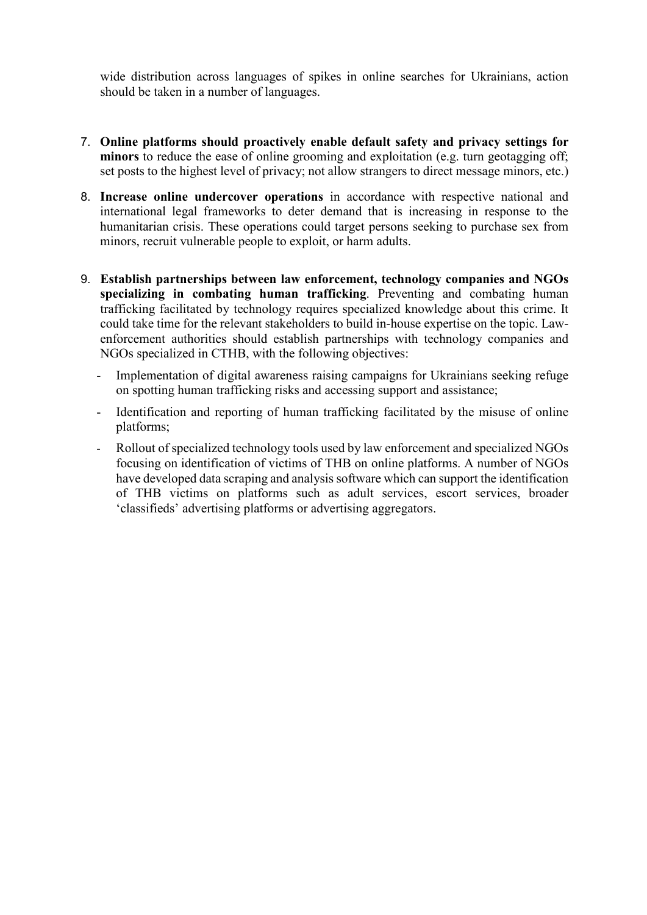wide distribution across languages of spikes in online searches for Ukrainians, action should be taken in a number of languages.

7. **Online platforms should proactively enable default safety and privacy settings for minors** to reduce the ease of online grooming and exploitation (e.g. turn geotagging off; set posts to the highest level of privacy; not allow strangers to direct message minors, etc.)

8. **Increase online undercover operations** in accordance with respective national and international legal frameworks to deter demand that is increasing in response to the humanitarian crisis. These operations could target persons seeking to purchase sex from minors, recruit vulnerable people to exploit, or harm adults.

9. **Establish partnerships between law enforcement, technology companies and NGOs specializing in combating human trafficking**. Preventing and combating human trafficking facilitated by technology requires specialized knowledge about this crime. It could take time for the relevant stakeholders to build in-house expertise on the topic. Law-enforcement authorities should establish partnerships with technology companies and NGOs specialized in CTHB, with the following objectives:
   - Implementation of digital awareness raising campaigns for Ukrainians seeking refuge on spotting human trafficking risks and accessing support and assistance;
   - Identification and reporting of human trafficking facilitated by the misuse of online platforms;
   - Rollout of specialized technology tools used by law enforcement and specialized NGOs focusing on identification of victims of THB on online platforms. A number of NGOs have developed data scraping and analysis software which can support the identification of THB victims on platforms such as adult services, escort services, broader 'classifieds' advertising platforms or advertising aggregators.